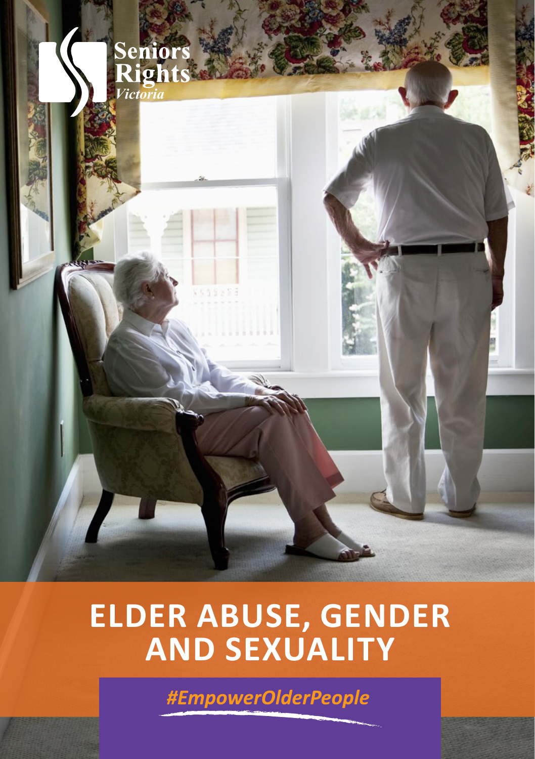Seniors Rights *Victoria*

# ELDER ABUSE, GENDER AND SEXUALITY

*#EmpowerOlderPeople*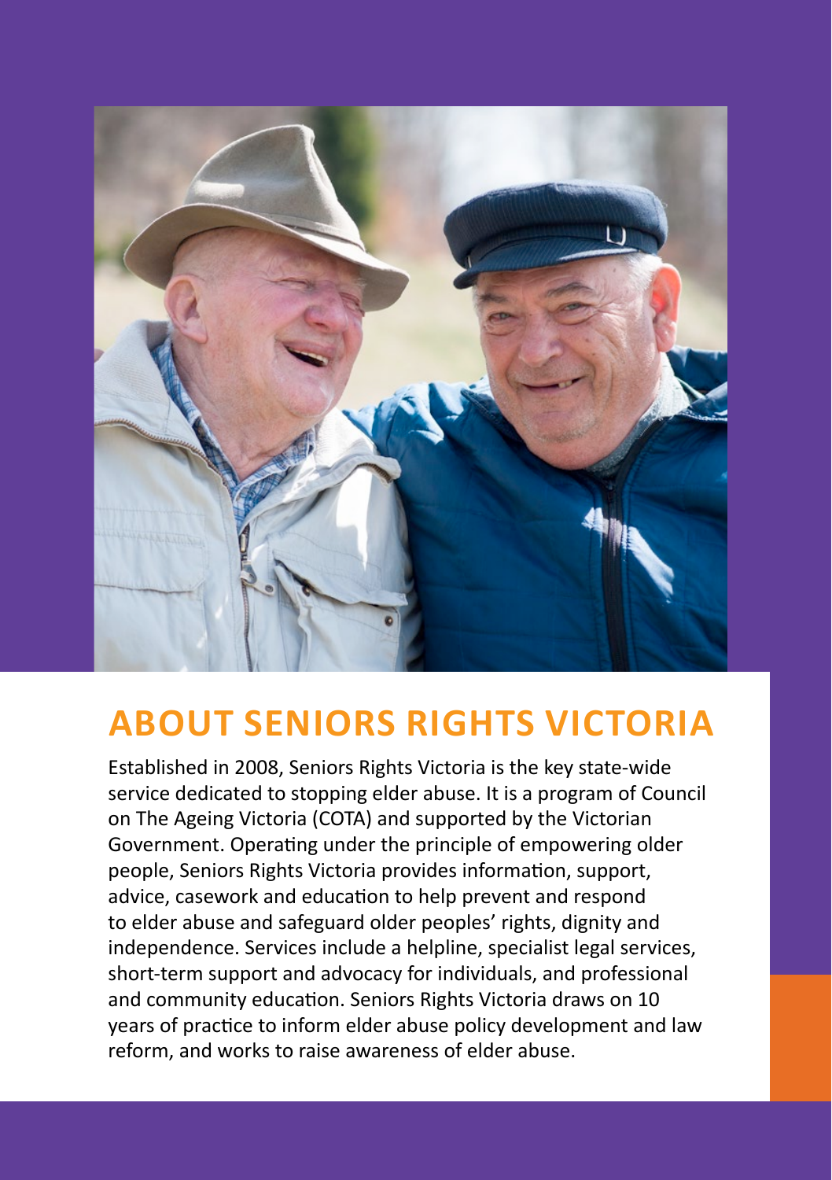## ABOUT SENIORS RIGHTS VICTORIA

Established in 2008, Seniors Rights Victoria is the key state-wide service dedicated to stopping elder abuse. It is a program of Council on The Ageing Victoria (COTA) and supported by the Victorian Government. Operating under the principle of empowering older people, Seniors Rights Victoria provides information, support, advice, casework and education to help prevent and respond to elder abuse and safeguard older peoples' rights, dignity and independence. Services include a helpline, specialist legal services, short-term support and advocacy for individuals, and professional and community education. Seniors Rights Victoria draws on 10 years of practice to inform elder abuse policy development and law reform, and works to raise awareness of elder abuse.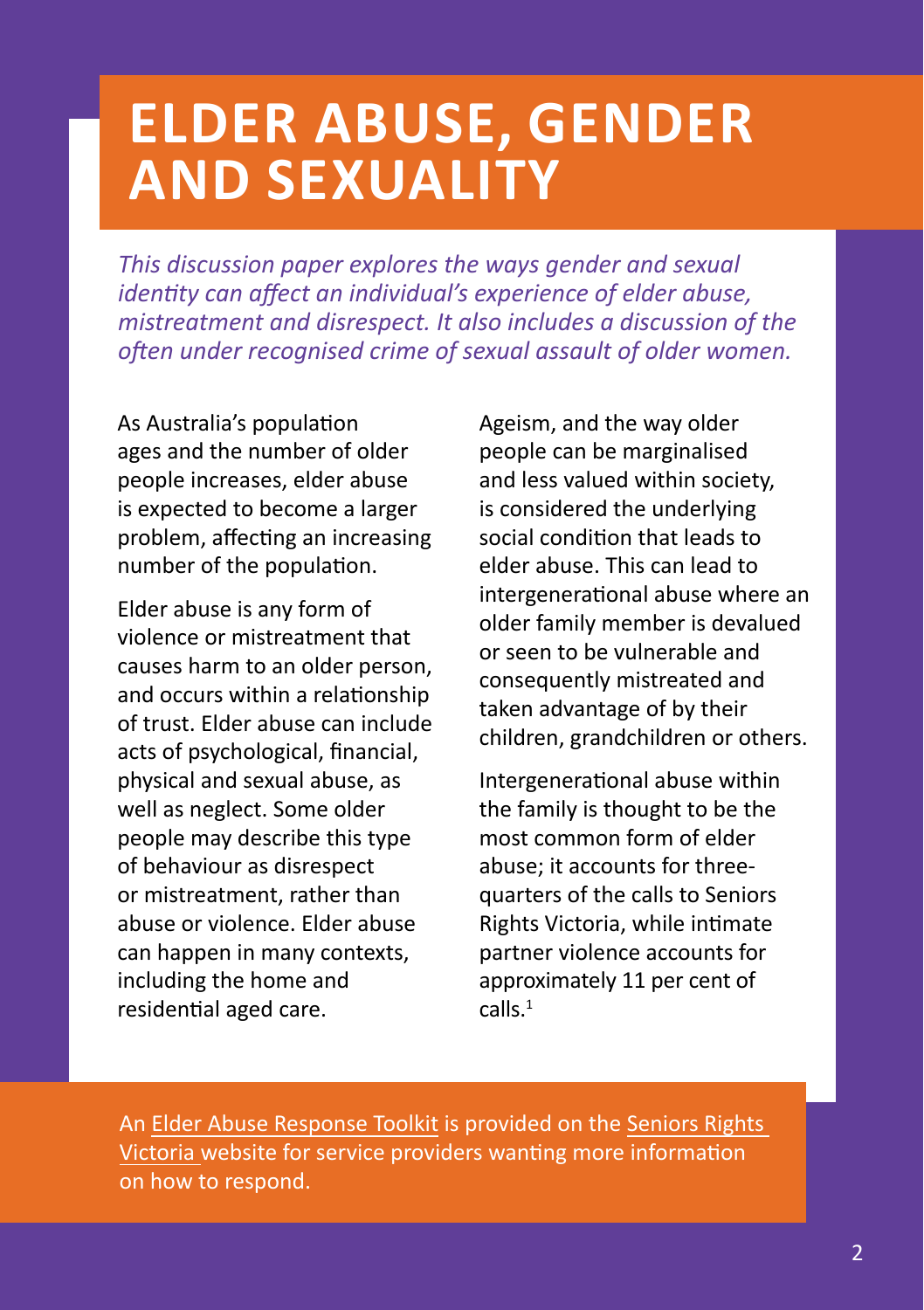# ELDER ABUSE, GENDER AND SEXUALITY

*This discussion paper explores the ways gender and sexual identity can affect an individual's experience of elder abuse, mistreatment and disrespect. It also includes a discussion of the often under recognised crime of sexual assault of older women.*

As Australia's population ages and the number of older people increases, elder abuse is expected to become a larger problem, affecting an increasing number of the population.

Elder abuse is any form of violence or mistreatment that causes harm to an older person, and occurs within a relationship of trust. Elder abuse can include acts of psychological, financial, physical and sexual abuse, as well as neglect. Some older people may describe this type of behaviour as disrespect or mistreatment, rather than abuse or violence. Elder abuse can happen in many contexts, including the home and residential aged care.

Ageism, and the way older people can be marginalised and less valued within society, is considered the underlying social condition that leads to elder abuse. This can lead to intergenerational abuse where an older family member is devalued or seen to be vulnerable and consequently mistreated and taken advantage of by their children, grandchildren or others.

Intergenerational abuse within the family is thought to be the most common form of elder abuse; it accounts for three-quarters of the calls to Seniors Rights Victoria, while intimate partner violence accounts for approximately 11 per cent of calls.[1]

An Elder Abuse Response Toolkit is provided on the Seniors Rights Victoria website for service providers wanting more information on how to respond.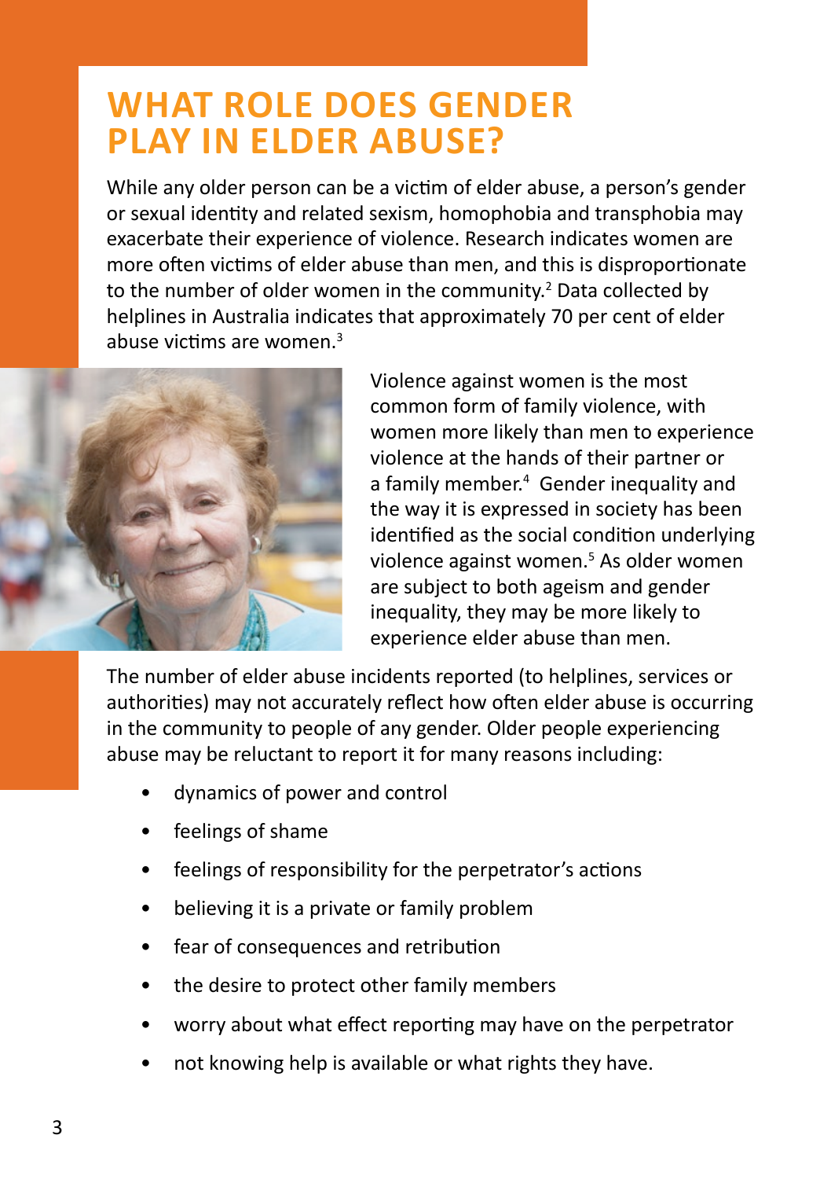# WHAT ROLE DOES GENDER PLAY IN ELDER ABUSE?

While any older person can be a victim of elder abuse, a person's gender or sexual identity and related sexism, homophobia and transphobia may exacerbate their experience of violence. Research indicates women are more often victims of elder abuse than men, and this is disproportionate to the number of older women in the community.[2] Data collected by helplines in Australia indicates that approximately 70 per cent of elder abuse victims are women.[3]

Violence against women is the most common form of family violence, with women more likely than men to experience violence at the hands of their partner or a family member.[4] Gender inequality and the way it is expressed in society has been identified as the social condition underlying violence against women.[5] As older women are subject to both ageism and gender inequality, they may be more likely to experience elder abuse than men.

The number of elder abuse incidents reported (to helplines, services or authorities) may not accurately reflect how often elder abuse is occurring in the community to people of any gender. Older people experiencing abuse may be reluctant to report it for many reasons including:

- dynamics of power and control
- feelings of shame
- feelings of responsibility for the perpetrator's actions
- believing it is a private or family problem
- fear of consequences and retribution
- the desire to protect other family members
- worry about what effect reporting may have on the perpetrator
- not knowing help is available or what rights they have.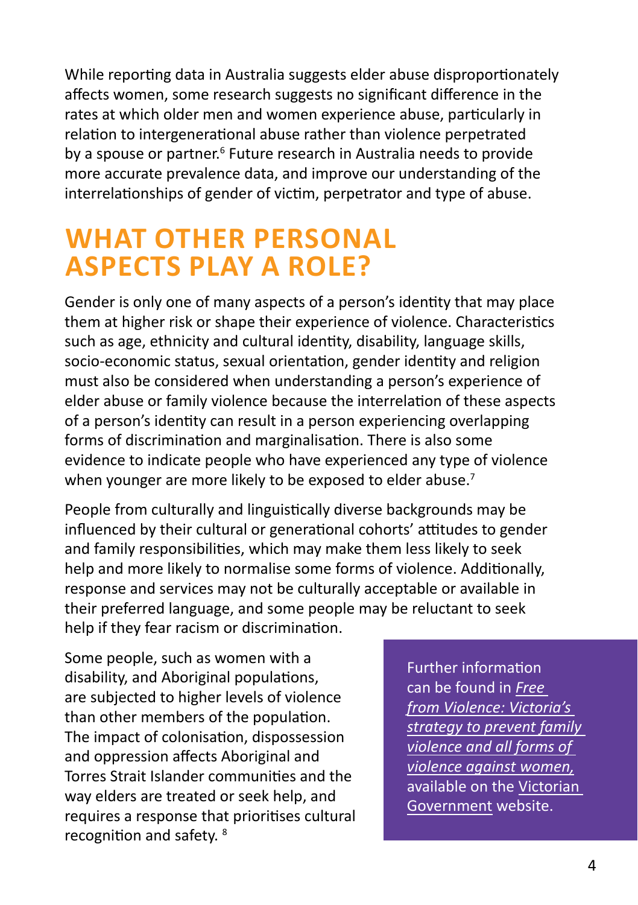While reporting data in Australia suggests elder abuse disproportionately affects women, some research suggests no significant difference in the rates at which older men and women experience abuse, particularly in relation to intergenerational abuse rather than violence perpetrated by a spouse or partner.[6] Future research in Australia needs to provide more accurate prevalence data, and improve our understanding of the interrelationships of gender of victim, perpetrator and type of abuse.

## WHAT OTHER PERSONAL ASPECTS PLAY A ROLE?

Gender is only one of many aspects of a person's identity that may place them at higher risk or shape their experience of violence. Characteristics such as age, ethnicity and cultural identity, disability, language skills, socio-economic status, sexual orientation, gender identity and religion must also be considered when understanding a person's experience of elder abuse or family violence because the interrelation of these aspects of a person's identity can result in a person experiencing overlapping forms of discrimination and marginalisation. There is also some evidence to indicate people who have experienced any type of violence when younger are more likely to be exposed to elder abuse.[7]

People from culturally and linguistically diverse backgrounds may be influenced by their cultural or generational cohorts' attitudes to gender and family responsibilities, which may make them less likely to seek help and more likely to normalise some forms of violence. Additionally, response and services may not be culturally acceptable or available in their preferred language, and some people may be reluctant to seek help if they fear racism or discrimination.

Some people, such as women with a disability, and Aboriginal populations, are subjected to higher levels of violence than other members of the population. The impact of colonisation, dispossession and oppression affects Aboriginal and Torres Strait Islander communities and the way elders are treated or seek help, and requires a response that prioritises cultural recognition and safety.[8]

Further information can be found in *Free from Violence: Victoria's strategy to prevent family violence and all forms of violence against women,* available on the Victorian Government website.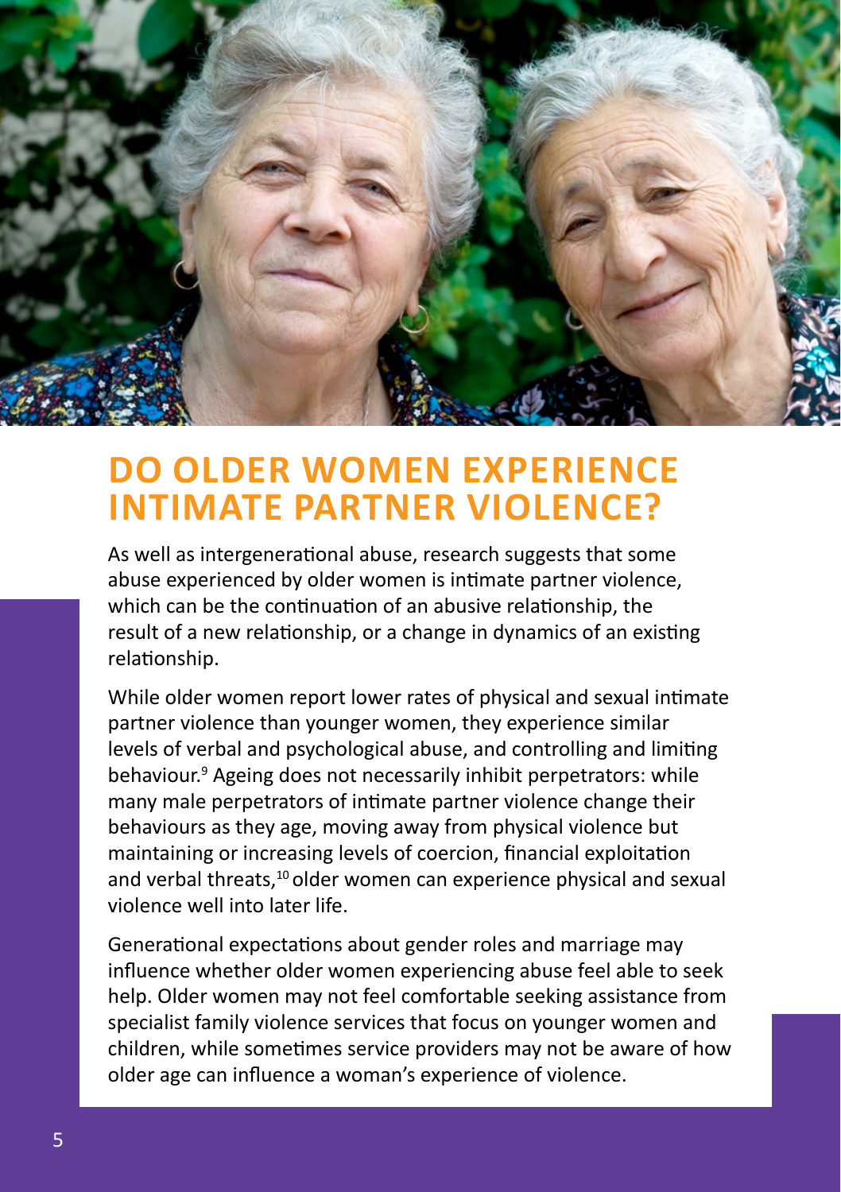# DO OLDER WOMEN EXPERIENCE INTIMATE PARTNER VIOLENCE?

As well as intergenerational abuse, research suggests that some abuse experienced by older women is intimate partner violence, which can be the continuation of an abusive relationship, the result of a new relationship, or a change in dynamics of an existing relationship.

While older women report lower rates of physical and sexual intimate partner violence than younger women, they experience similar levels of verbal and psychological abuse, and controlling and limiting behaviour.[9] Ageing does not necessarily inhibit perpetrators: while many male perpetrators of intimate partner violence change their behaviours as they age, moving away from physical violence but maintaining or increasing levels of coercion, financial exploitation and verbal threats,[10] older women can experience physical and sexual violence well into later life.

Generational expectations about gender roles and marriage may influence whether older women experiencing abuse feel able to seek help. Older women may not feel comfortable seeking assistance from specialist family violence services that focus on younger women and children, while sometimes service providers may not be aware of how older age can influence a woman's experience of violence.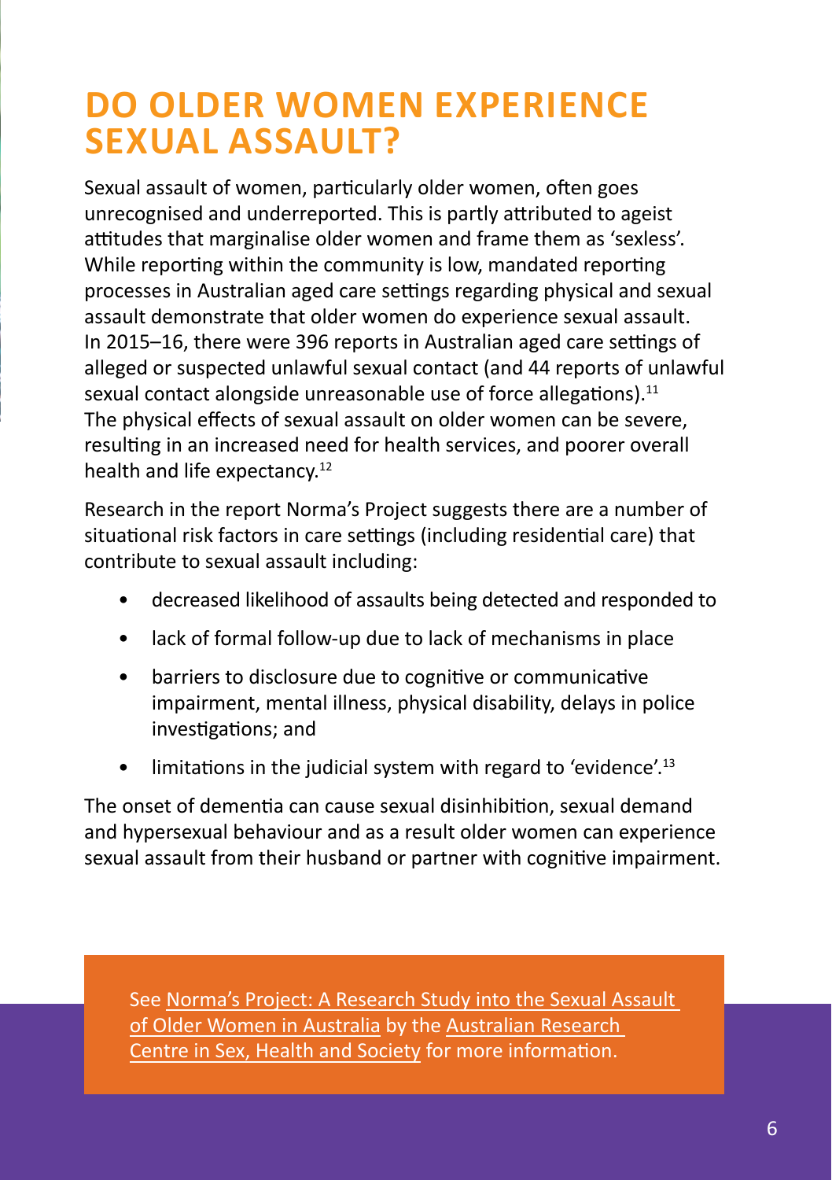# DO OLDER WOMEN EXPERIENCE SEXUAL ASSAULT?

Sexual assault of women, particularly older women, often goes unrecognised and underreported. This is partly attributed to ageist attitudes that marginalise older women and frame them as 'sexless'. While reporting within the community is low, mandated reporting processes in Australian aged care settings regarding physical and sexual assault demonstrate that older women do experience sexual assault. In 2015–16, there were 396 reports in Australian aged care settings of alleged or suspected unlawful sexual contact (and 44 reports of unlawful sexual contact alongside unreasonable use of force allegations).[11] The physical effects of sexual assault on older women can be severe, resulting in an increased need for health services, and poorer overall health and life expectancy.[12]

Research in the report Norma's Project suggests there are a number of situational risk factors in care settings (including residential care) that contribute to sexual assault including:

- decreased likelihood of assaults being detected and responded to
- lack of formal follow-up due to lack of mechanisms in place
- barriers to disclosure due to cognitive or communicative impairment, mental illness, physical disability, delays in police investigations; and
- limitations in the judicial system with regard to 'evidence'.[13]

The onset of dementia can cause sexual disinhibition, sexual demand and hypersexual behaviour and as a result older women can experience sexual assault from their husband or partner with cognitive impairment.

See Norma's Project: A Research Study into the Sexual Assault of Older Women in Australia by the Australian Research Centre in Sex, Health and Society for more information.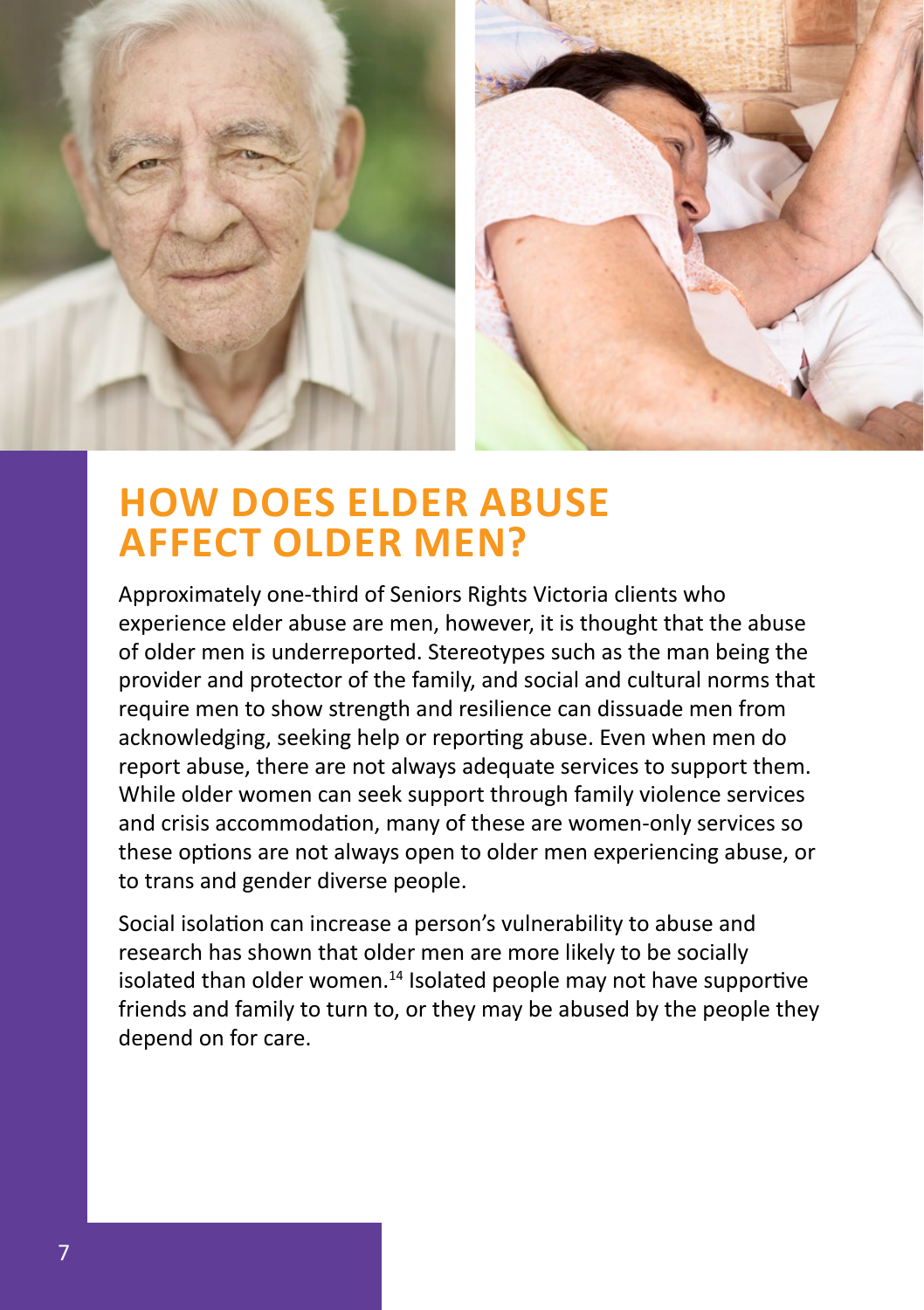# HOW DOES ELDER ABUSE AFFECT OLDER MEN?

Approximately one-third of Seniors Rights Victoria clients who experience elder abuse are men, however, it is thought that the abuse of older men is underreported. Stereotypes such as the man being the provider and protector of the family, and social and cultural norms that require men to show strength and resilience can dissuade men from acknowledging, seeking help or reporting abuse. Even when men do report abuse, there are not always adequate services to support them. While older women can seek support through family violence services and crisis accommodation, many of these are women-only services so these options are not always open to older men experiencing abuse, or to trans and gender diverse people.

Social isolation can increase a person's vulnerability to abuse and research has shown that older men are more likely to be socially isolated than older women.[14] Isolated people may not have supportive friends and family to turn to, or they may be abused by the people they depend on for care.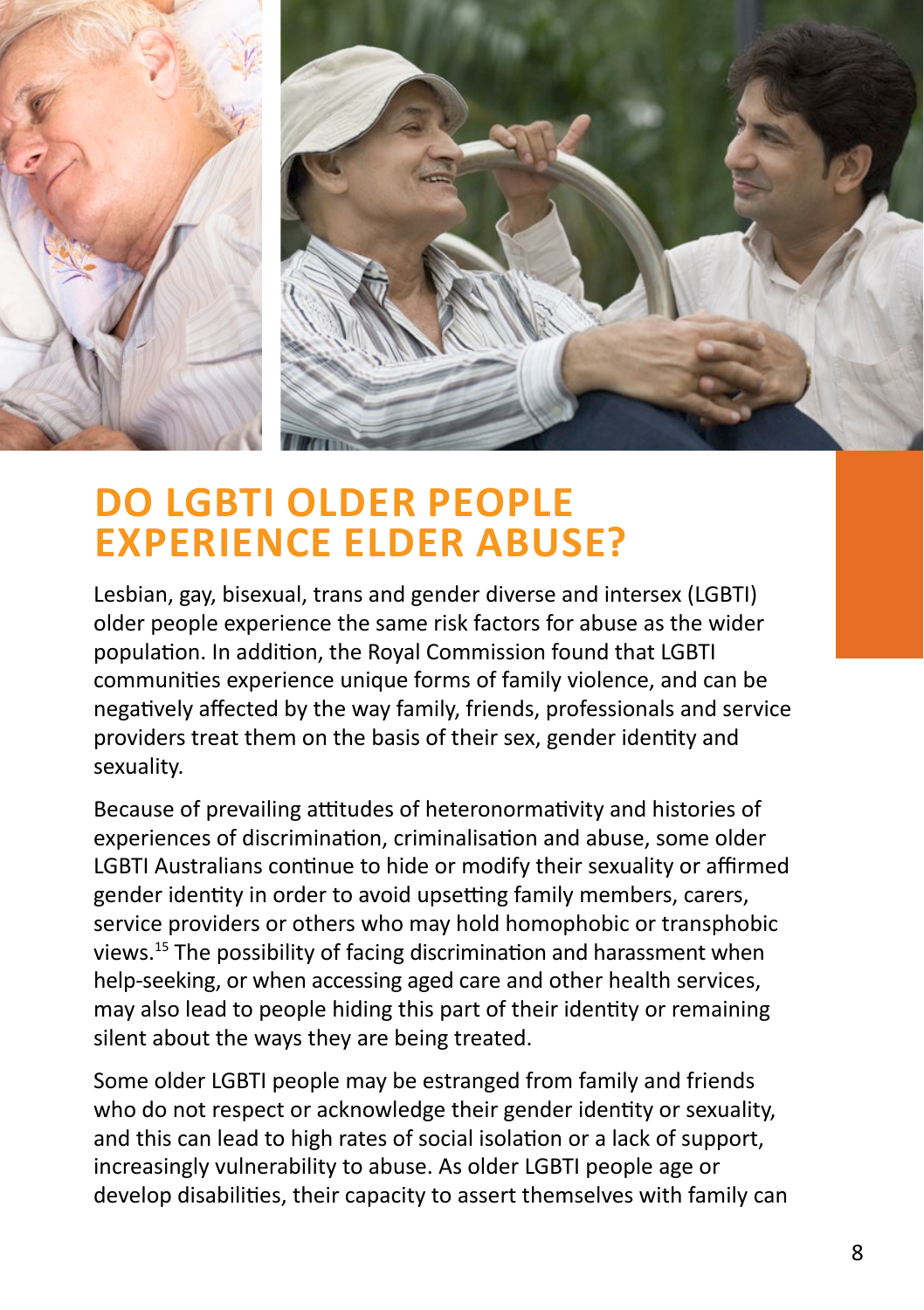# DO LGBTI OLDER PEOPLE EXPERIENCE ELDER ABUSE?

Lesbian, gay, bisexual, trans and gender diverse and intersex (LGBTI) older people experience the same risk factors for abuse as the wider population. In addition, the Royal Commission found that LGBTI communities experience unique forms of family violence, and can be negatively affected by the way family, friends, professionals and service providers treat them on the basis of their sex, gender identity and sexuality.

Because of prevailing attitudes of heteronormativity and histories of experiences of discrimination, criminalisation and abuse, some older LGBTI Australians continue to hide or modify their sexuality or affirmed gender identity in order to avoid upsetting family members, carers, service providers or others who may hold homophobic or transphobic views.[15] The possibility of facing discrimination and harassment when help-seeking, or when accessing aged care and other health services, may also lead to people hiding this part of their identity or remaining silent about the ways they are being treated.

Some older LGBTI people may be estranged from family and friends who do not respect or acknowledge their gender identity or sexuality, and this can lead to high rates of social isolation or a lack of support, increasingly vulnerability to abuse. As older LGBTI people age or develop disabilities, their capacity to assert themselves with family can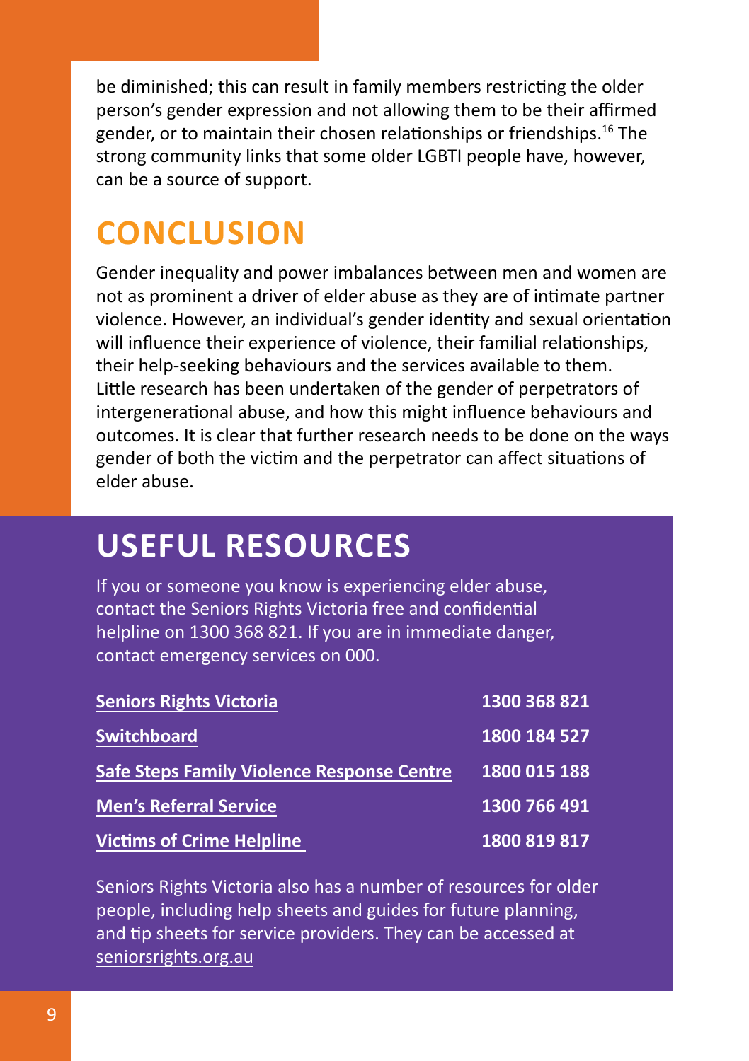be diminished; this can result in family members restricting the older person's gender expression and not allowing them to be their affirmed gender, or to maintain their chosen relationships or friendships.[16] The strong community links that some older LGBTI people have, however, can be a source of support.

## CONCLUSION

Gender inequality and power imbalances between men and women are not as prominent a driver of elder abuse as they are of intimate partner violence. However, an individual's gender identity and sexual orientation will influence their experience of violence, their familial relationships, their help-seeking behaviours and the services available to them. Little research has been undertaken of the gender of perpetrators of intergenerational abuse, and how this might influence behaviours and outcomes. It is clear that further research needs to be done on the ways gender of both the victim and the perpetrator can affect situations of elder abuse.

## USEFUL RESOURCES

If you or someone you know is experiencing elder abuse, contact the Seniors Rights Victoria free and confidential helpline on 1300 368 821. If you are in immediate danger, contact emergency services on 000.

| | |
|---|---|
| **Seniors Rights Victoria** | **1300 368 821** |
| **Switchboard** | **1800 184 527** |
| **Safe Steps Family Violence Response Centre** | **1800 015 188** |
| **Men's Referral Service** | **1300 766 491** |
| **Victims of Crime Helpline** | **1800 819 817** |

Seniors Rights Victoria also has a number of resources for older people, including help sheets and guides for future planning, and tip sheets for service providers. They can be accessed at seniorsrights.org.au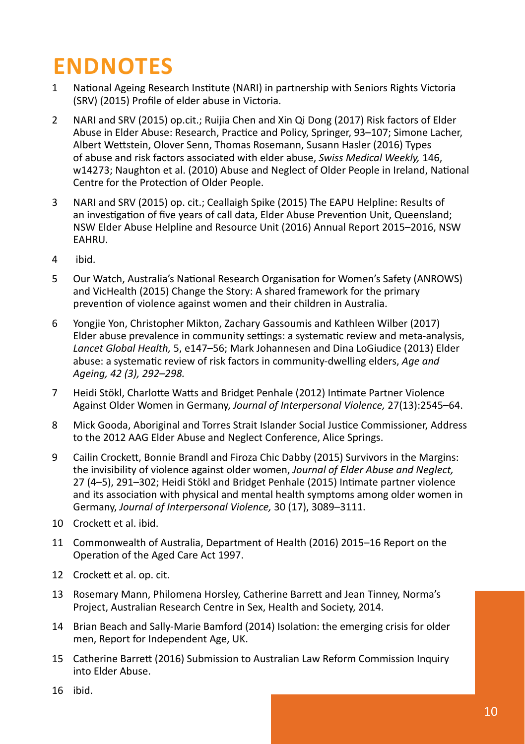# ENDNOTES

1. National Ageing Research Institute (NARI) in partnership with Seniors Rights Victoria (SRV) (2015) Profile of elder abuse in Victoria.
2. NARI and SRV (2015) op.cit.; Ruijia Chen and Xin Qi Dong (2017) Risk factors of Elder Abuse in Elder Abuse: Research, Practice and Policy, Springer, 93–107; Simone Lacher, Albert Wettstein, Olover Senn, Thomas Rosemann, Susann Hasler (2016) Types of abuse and risk factors associated with elder abuse, *Swiss Medical Weekly,* 146, w14273; Naughton et al. (2010) Abuse and Neglect of Older People in Ireland, National Centre for the Protection of Older People.
3. NARI and SRV (2015) op. cit.; Ceallaigh Spike (2015) The EAPU Helpline: Results of an investigation of five years of call data, Elder Abuse Prevention Unit, Queensland; NSW Elder Abuse Helpline and Resource Unit (2016) Annual Report 2015–2016, NSW EAHRU.
4. ibid.
5. Our Watch, Australia's National Research Organisation for Women's Safety (ANROWS) and VicHealth (2015) Change the Story: A shared framework for the primary prevention of violence against women and their children in Australia.
6. Yongjie Yon, Christopher Mikton, Zachary Gassoumis and Kathleen Wilber (2017) Elder abuse prevalence in community settings: a systematic review and meta-analysis, *Lancet Global Health,* 5, e147–56; Mark Johannesen and Dina LoGiudice (2013) Elder abuse: a systematic review of risk factors in community-dwelling elders, *Age and Ageing, 42 (3), 292–298.*
7. Heidi Stökl, Charlotte Watts and Bridget Penhale (2012) Intimate Partner Violence Against Older Women in Germany, *Journal of Interpersonal Violence,* 27(13):2545–64.
8. Mick Gooda, Aboriginal and Torres Strait Islander Social Justice Commissioner, Address to the 2012 AAG Elder Abuse and Neglect Conference, Alice Springs.
9. Cailin Crockett, Bonnie Brandl and Firoza Chic Dabby (2015) Survivors in the Margins: the invisibility of violence against older women, *Journal of Elder Abuse and Neglect,* 27 (4–5), 291–302; Heidi Stökl and Bridget Penhale (2015) Intimate partner violence and its association with physical and mental health symptoms among older women in Germany, *Journal of Interpersonal Violence,* 30 (17), 3089–3111.
10. Crockett et al. ibid.
11. Commonwealth of Australia, Department of Health (2016) 2015–16 Report on the Operation of the Aged Care Act 1997.
12. Crockett et al. op. cit.
13. Rosemary Mann, Philomena Horsley, Catherine Barrett and Jean Tinney, Norma's Project, Australian Research Centre in Sex, Health and Society, 2014.
14. Brian Beach and Sally-Marie Bamford (2014) Isolation: the emerging crisis for older men, Report for Independent Age, UK.
15. Catherine Barrett (2016) Submission to Australian Law Reform Commission Inquiry into Elder Abuse.
16. ibid.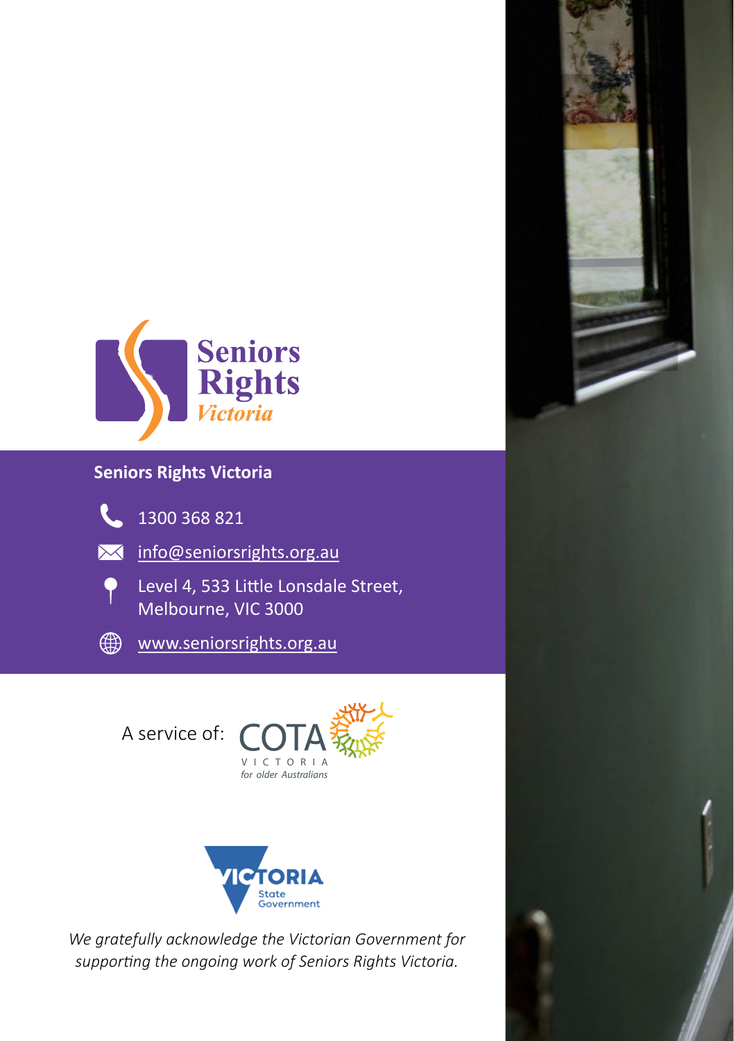Seniors Rights Victoria

## Seniors Rights Victoria

1300 368 821

info@seniorsrights.org.au

Level 4, 533 Little Lonsdale Street,
Melbourne, VIC 3000

www.seniorsrights.org.au

A service of: COTA VICTORIA for older Australians

VICTORIA State Government

*We gratefully acknowledge the Victorian Government for supporting the ongoing work of Seniors Rights Victoria.*